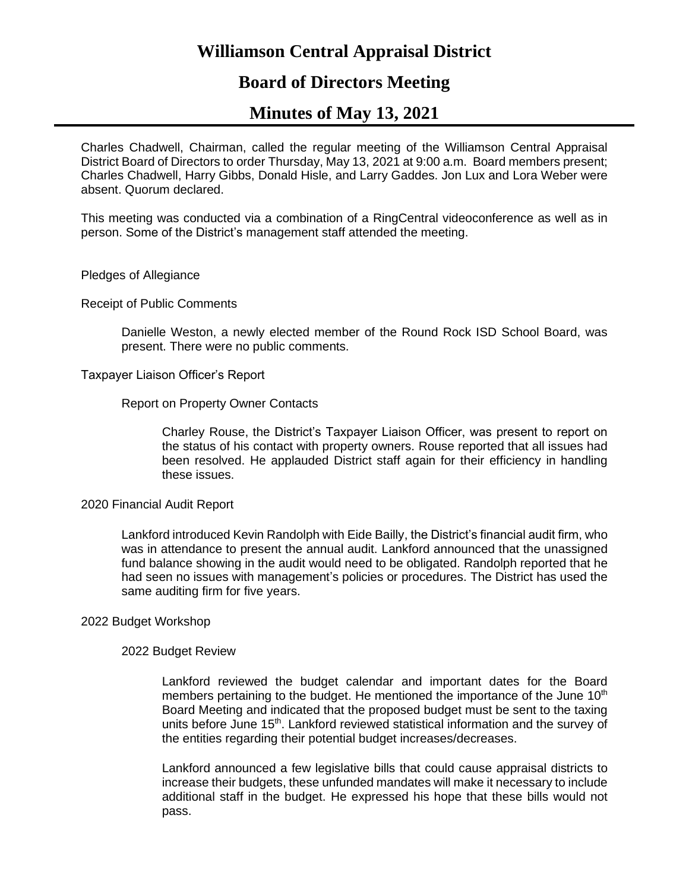# Williamson Central Appraisal District

## Board of Directors Meeting

## Minutes of May 13, 2021

Charles Chadwell, Chairman, called the regular meeting of the Williamson Central Appraisal District Board of Directors to order Thursday, May 13, 2021 at 9:00 a.m. Board members present; Charles Chadwell, Harry Gibbs, Donald Hisle, and Larry Gaddes. Jon Lux and Lora Weber were absent. Quorum declared.

This meeting was conducted via a combination of a RingCentral videoconference as well as in person. Some of the District's management staff attended the meeting.

Pledges of Allegiance

Receipt of Public Comments

> Danielle Weston, a newly elected member of the Round Rock ISD School Board, was present. There were no public comments.

Taxpayer Liaison Officer's Report

> Report on Property Owner Contacts
>
> > Charley Rouse, the District's Taxpayer Liaison Officer, was present to report on the status of his contact with property owners. Rouse reported that all issues had been resolved. He applauded District staff again for their efficiency in handling these issues.

2020 Financial Audit Report

> Lankford introduced Kevin Randolph with Eide Bailly, the District's financial audit firm, who was in attendance to present the annual audit. Lankford announced that the unassigned fund balance showing in the audit would need to be obligated. Randolph reported that he had seen no issues with management's policies or procedures. The District has used the same auditing firm for five years.

2022 Budget Workshop

> 2022 Budget Review
>
> > Lankford reviewed the budget calendar and important dates for the Board members pertaining to the budget. He mentioned the importance of the June 10th Board Meeting and indicated that the proposed budget must be sent to the taxing units before June 15th. Lankford reviewed statistical information and the survey of the entities regarding their potential budget increases/decreases.
> >
> > Lankford announced a few legislative bills that could cause appraisal districts to increase their budgets, these unfunded mandates will make it necessary to include additional staff in the budget. He expressed his hope that these bills would not pass.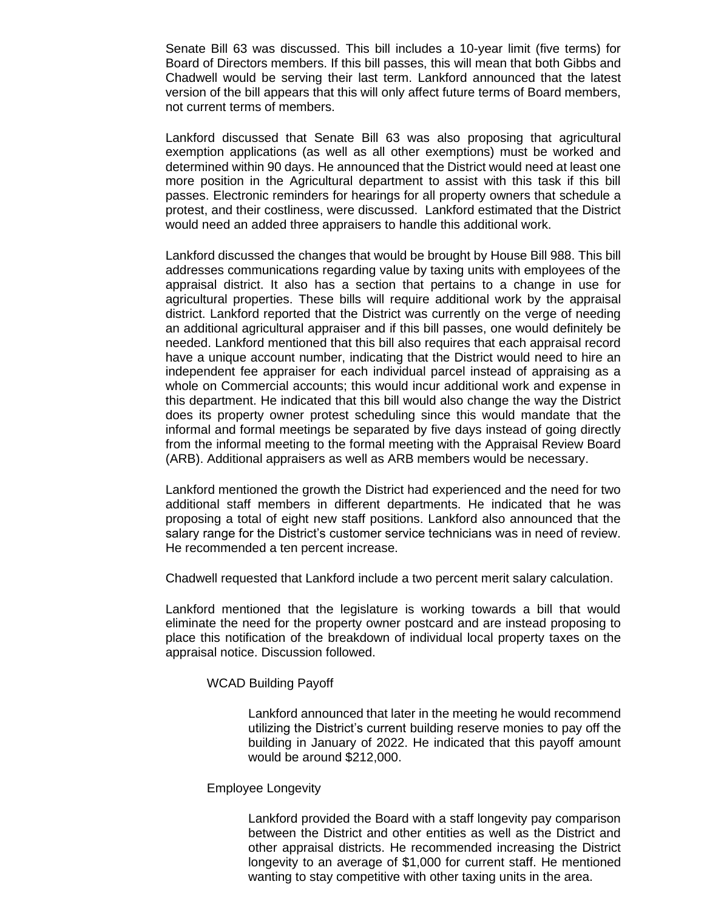Senate Bill 63 was discussed. This bill includes a 10-year limit (five terms) for Board of Directors members. If this bill passes, this will mean that both Gibbs and Chadwell would be serving their last term. Lankford announced that the latest version of the bill appears that this will only affect future terms of Board members, not current terms of members.

Lankford discussed that Senate Bill 63 was also proposing that agricultural exemption applications (as well as all other exemptions) must be worked and determined within 90 days. He announced that the District would need at least one more position in the Agricultural department to assist with this task if this bill passes. Electronic reminders for hearings for all property owners that schedule a protest, and their costliness, were discussed. Lankford estimated that the District would need an added three appraisers to handle this additional work.

Lankford discussed the changes that would be brought by House Bill 988. This bill addresses communications regarding value by taxing units with employees of the appraisal district. It also has a section that pertains to a change in use for agricultural properties. These bills will require additional work by the appraisal district. Lankford reported that the District was currently on the verge of needing an additional agricultural appraiser and if this bill passes, one would definitely be needed. Lankford mentioned that this bill also requires that each appraisal record have a unique account number, indicating that the District would need to hire an independent fee appraiser for each individual parcel instead of appraising as a whole on Commercial accounts; this would incur additional work and expense in this department. He indicated that this bill would also change the way the District does its property owner protest scheduling since this would mandate that the informal and formal meetings be separated by five days instead of going directly from the informal meeting to the formal meeting with the Appraisal Review Board (ARB). Additional appraisers as well as ARB members would be necessary.

Lankford mentioned the growth the District had experienced and the need for two additional staff members in different departments. He indicated that he was proposing a total of eight new staff positions. Lankford also announced that the salary range for the District's customer service technicians was in need of review. He recommended a ten percent increase.

Chadwell requested that Lankford include a two percent merit salary calculation.

Lankford mentioned that the legislature is working towards a bill that would eliminate the need for the property owner postcard and are instead proposing to place this notification of the breakdown of individual local property taxes on the appraisal notice. Discussion followed.

WCAD Building Payoff

Lankford announced that later in the meeting he would recommend utilizing the District's current building reserve monies to pay off the building in January of 2022. He indicated that this payoff amount would be around $212,000.

Employee Longevity

Lankford provided the Board with a staff longevity pay comparison between the District and other entities as well as the District and other appraisal districts. He recommended increasing the District longevity to an average of $1,000 for current staff. He mentioned wanting to stay competitive with other taxing units in the area.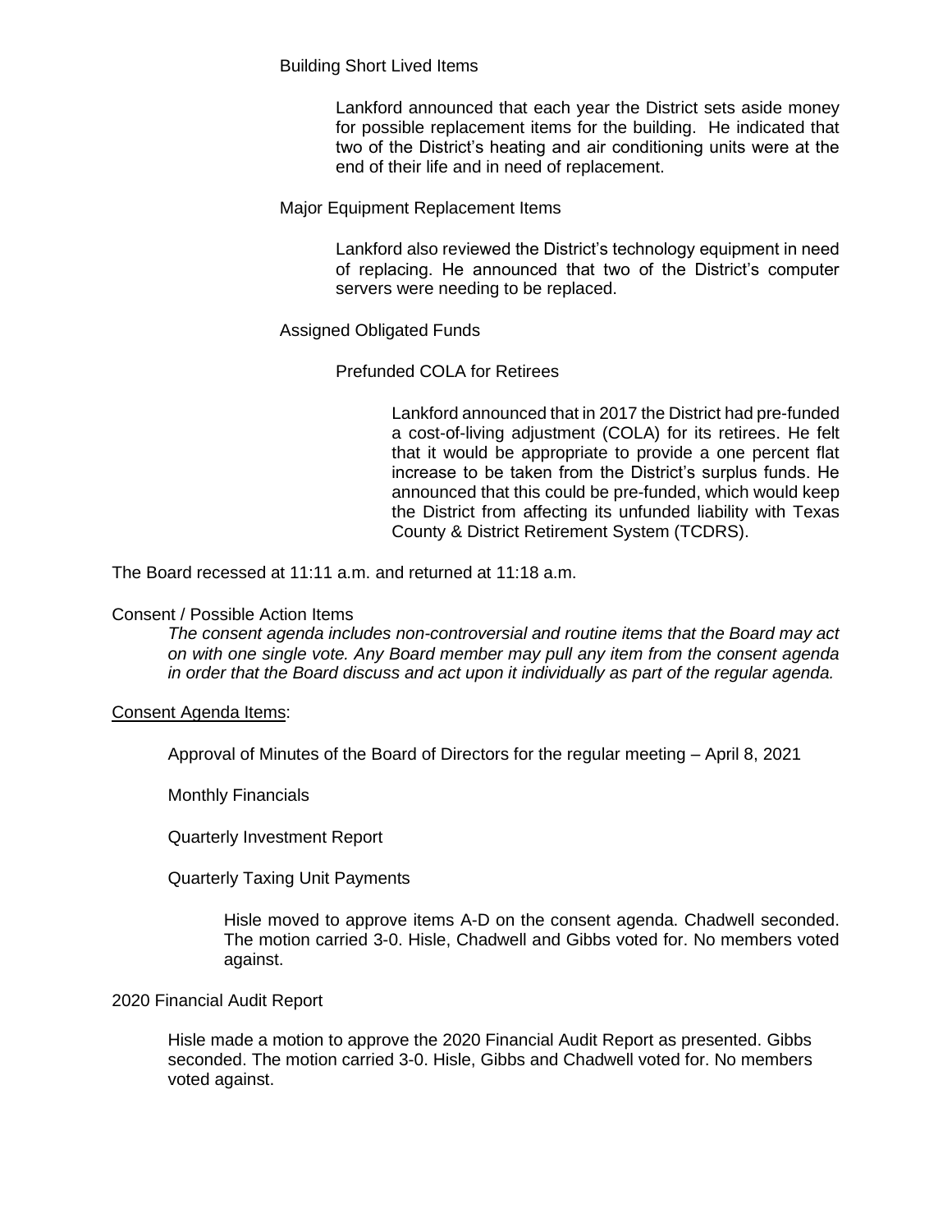Building Short Lived Items

Lankford announced that each year the District sets aside money for possible replacement items for the building. He indicated that two of the District's heating and air conditioning units were at the end of their life and in need of replacement.

Major Equipment Replacement Items

Lankford also reviewed the District's technology equipment in need of replacing. He announced that two of the District's computer servers were needing to be replaced.

Assigned Obligated Funds

Prefunded COLA for Retirees

Lankford announced that in 2017 the District had pre-funded a cost-of-living adjustment (COLA) for its retirees. He felt that it would be appropriate to provide a one percent flat increase to be taken from the District's surplus funds. He announced that this could be pre-funded, which would keep the District from affecting its unfunded liability with Texas County & District Retirement System (TCDRS).

The Board recessed at 11:11 a.m. and returned at 11:18 a.m.

Consent / Possible Action Items

*The consent agenda includes non-controversial and routine items that the Board may act on with one single vote. Any Board member may pull any item from the consent agenda in order that the Board discuss and act upon it individually as part of the regular agenda.*

<u>Consent Agenda Items</u>:

Approval of Minutes of the Board of Directors for the regular meeting – April 8, 2021

Monthly Financials

Quarterly Investment Report

Quarterly Taxing Unit Payments

Hisle moved to approve items A-D on the consent agenda. Chadwell seconded. The motion carried 3-0. Hisle, Chadwell and Gibbs voted for. No members voted against.

2020 Financial Audit Report

Hisle made a motion to approve the 2020 Financial Audit Report as presented. Gibbs seconded. The motion carried 3-0. Hisle, Gibbs and Chadwell voted for. No members voted against.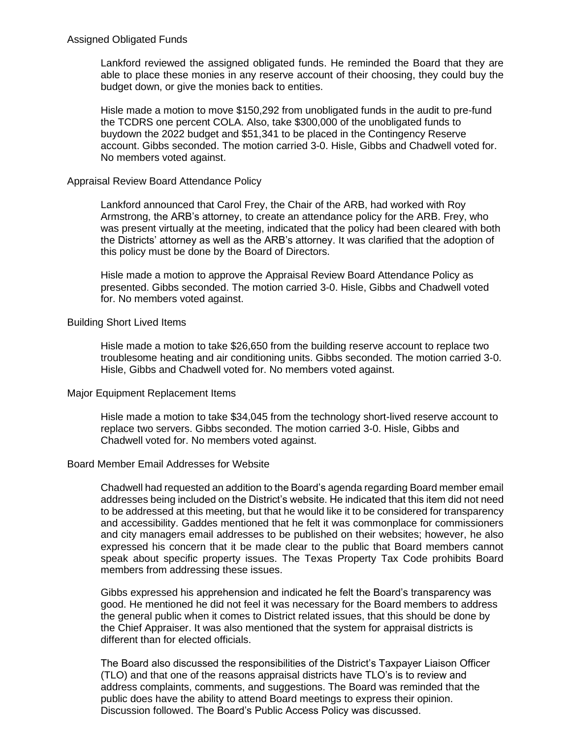## Assigned Obligated Funds

Lankford reviewed the assigned obligated funds. He reminded the Board that they are able to place these monies in any reserve account of their choosing, they could buy the budget down, or give the monies back to entities.

Hisle made a motion to move $150,292 from unobligated funds in the audit to pre-fund the TCDRS one percent COLA. Also, take $300,000 of the unobligated funds to buydown the 2022 budget and $51,341 to be placed in the Contingency Reserve account. Gibbs seconded. The motion carried 3-0. Hisle, Gibbs and Chadwell voted for. No members voted against.

## Appraisal Review Board Attendance Policy

Lankford announced that Carol Frey, the Chair of the ARB, had worked with Roy Armstrong, the ARB's attorney, to create an attendance policy for the ARB. Frey, who was present virtually at the meeting, indicated that the policy had been cleared with both the Districts' attorney as well as the ARB's attorney. It was clarified that the adoption of this policy must be done by the Board of Directors.

Hisle made a motion to approve the Appraisal Review Board Attendance Policy as presented. Gibbs seconded. The motion carried 3-0. Hisle, Gibbs and Chadwell voted for. No members voted against.

## Building Short Lived Items

Hisle made a motion to take $26,650 from the building reserve account to replace two troublesome heating and air conditioning units. Gibbs seconded. The motion carried 3-0. Hisle, Gibbs and Chadwell voted for. No members voted against.

## Major Equipment Replacement Items

Hisle made a motion to take $34,045 from the technology short-lived reserve account to replace two servers. Gibbs seconded. The motion carried 3-0. Hisle, Gibbs and Chadwell voted for. No members voted against.

## Board Member Email Addresses for Website

Chadwell had requested an addition to the Board's agenda regarding Board member email addresses being included on the District's website. He indicated that this item did not need to be addressed at this meeting, but that he would like it to be considered for transparency and accessibility. Gaddes mentioned that he felt it was commonplace for commissioners and city managers email addresses to be published on their websites; however, he also expressed his concern that it be made clear to the public that Board members cannot speak about specific property issues. The Texas Property Tax Code prohibits Board members from addressing these issues.

Gibbs expressed his apprehension and indicated he felt the Board's transparency was good. He mentioned he did not feel it was necessary for the Board members to address the general public when it comes to District related issues, that this should be done by the Chief Appraiser. It was also mentioned that the system for appraisal districts is different than for elected officials.

The Board also discussed the responsibilities of the District's Taxpayer Liaison Officer (TLO) and that one of the reasons appraisal districts have TLO's is to review and address complaints, comments, and suggestions. The Board was reminded that the public does have the ability to attend Board meetings to express their opinion. Discussion followed. The Board's Public Access Policy was discussed.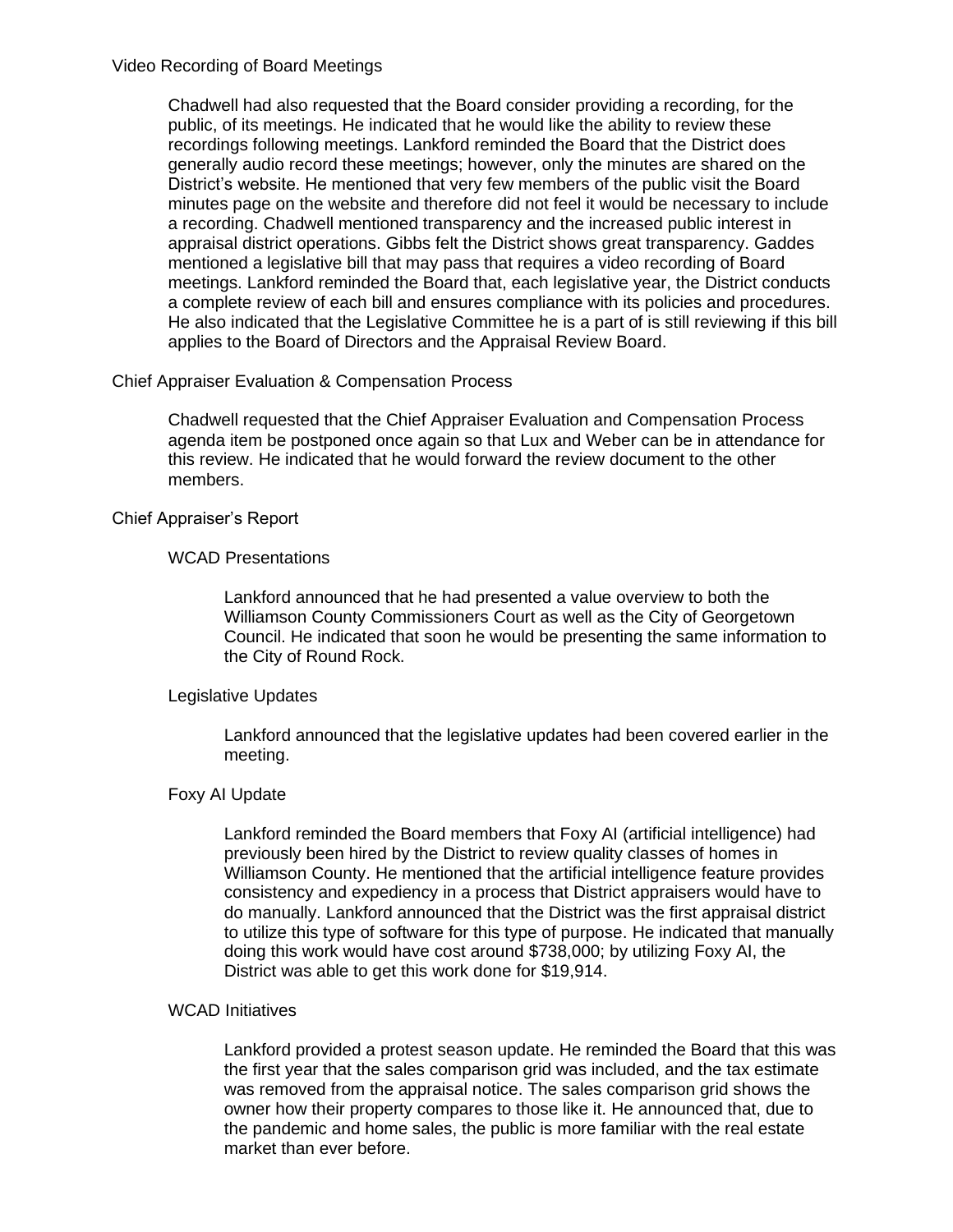## Video Recording of Board Meetings

Chadwell had also requested that the Board consider providing a recording, for the public, of its meetings. He indicated that he would like the ability to review these recordings following meetings. Lankford reminded the Board that the District does generally audio record these meetings; however, only the minutes are shared on the District's website. He mentioned that very few members of the public visit the Board minutes page on the website and therefore did not feel it would be necessary to include a recording. Chadwell mentioned transparency and the increased public interest in appraisal district operations. Gibbs felt the District shows great transparency. Gaddes mentioned a legislative bill that may pass that requires a video recording of Board meetings. Lankford reminded the Board that, each legislative year, the District conducts a complete review of each bill and ensures compliance with its policies and procedures. He also indicated that the Legislative Committee he is a part of is still reviewing if this bill applies to the Board of Directors and the Appraisal Review Board.

## Chief Appraiser Evaluation & Compensation Process

Chadwell requested that the Chief Appraiser Evaluation and Compensation Process agenda item be postponed once again so that Lux and Weber can be in attendance for this review. He indicated that he would forward the review document to the other members.

## Chief Appraiser's Report

### WCAD Presentations

Lankford announced that he had presented a value overview to both the Williamson County Commissioners Court as well as the City of Georgetown Council. He indicated that soon he would be presenting the same information to the City of Round Rock.

### Legislative Updates

Lankford announced that the legislative updates had been covered earlier in the meeting.

### Foxy AI Update

Lankford reminded the Board members that Foxy AI (artificial intelligence) had previously been hired by the District to review quality classes of homes in Williamson County. He mentioned that the artificial intelligence feature provides consistency and expediency in a process that District appraisers would have to do manually. Lankford announced that the District was the first appraisal district to utilize this type of software for this type of purpose. He indicated that manually doing this work would have cost around $738,000; by utilizing Foxy AI, the District was able to get this work done for $19,914.

### WCAD Initiatives

Lankford provided a protest season update. He reminded the Board that this was the first year that the sales comparison grid was included, and the tax estimate was removed from the appraisal notice. The sales comparison grid shows the owner how their property compares to those like it. He announced that, due to the pandemic and home sales, the public is more familiar with the real estate market than ever before.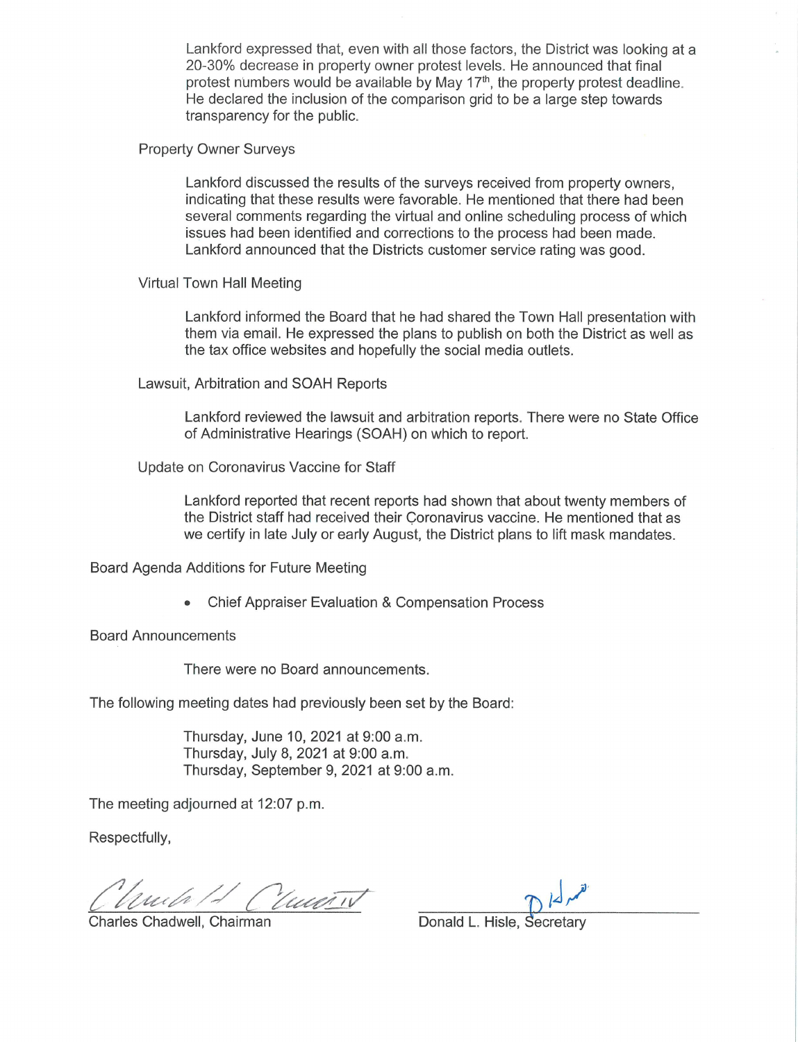Lankford expressed that, even with all those factors, the District was looking at a 20-30% decrease in property owner protest levels. He announced that final protest numbers would be available by May 17th, the property protest deadline. He declared the inclusion of the comparison grid to be a large step towards transparency for the public.

Property Owner Surveys

Lankford discussed the results of the surveys received from property owners, indicating that these results were favorable. He mentioned that there had been several comments regarding the virtual and online scheduling process of which issues had been identified and corrections to the process had been made. Lankford announced that the Districts customer service rating was good.

Virtual Town Hall Meeting

Lankford informed the Board that he had shared the Town Hall presentation with them via email. He expressed the plans to publish on both the District as well as the tax office websites and hopefully the social media outlets.

Lawsuit, Arbitration and SOAH Reports

Lankford reviewed the lawsuit and arbitration reports. There were no State Office of Administrative Hearings (SOAH) on which to report.

Update on Coronavirus Vaccine for Staff

Lankford reported that recent reports had shown that about twenty members of the District staff had received their Coronavirus vaccine. He mentioned that as we certify in late July or early August, the District plans to lift mask mandates.

Board Agenda Additions for Future Meeting

- Chief Appraiser Evaluation & Compensation Process

Board Announcements

There were no Board announcements.

The following meeting dates had previously been set by the Board:

Thursday, June 10, 2021 at 9:00 a.m.
Thursday, July 8, 2021 at 9:00 a.m.
Thursday, September 9, 2021 at 9:00 a.m.

The meeting adjourned at 12:07 p.m.

Respectfully,

Charles Chadwell, Chairman

Donald L. Hisle, Secretary